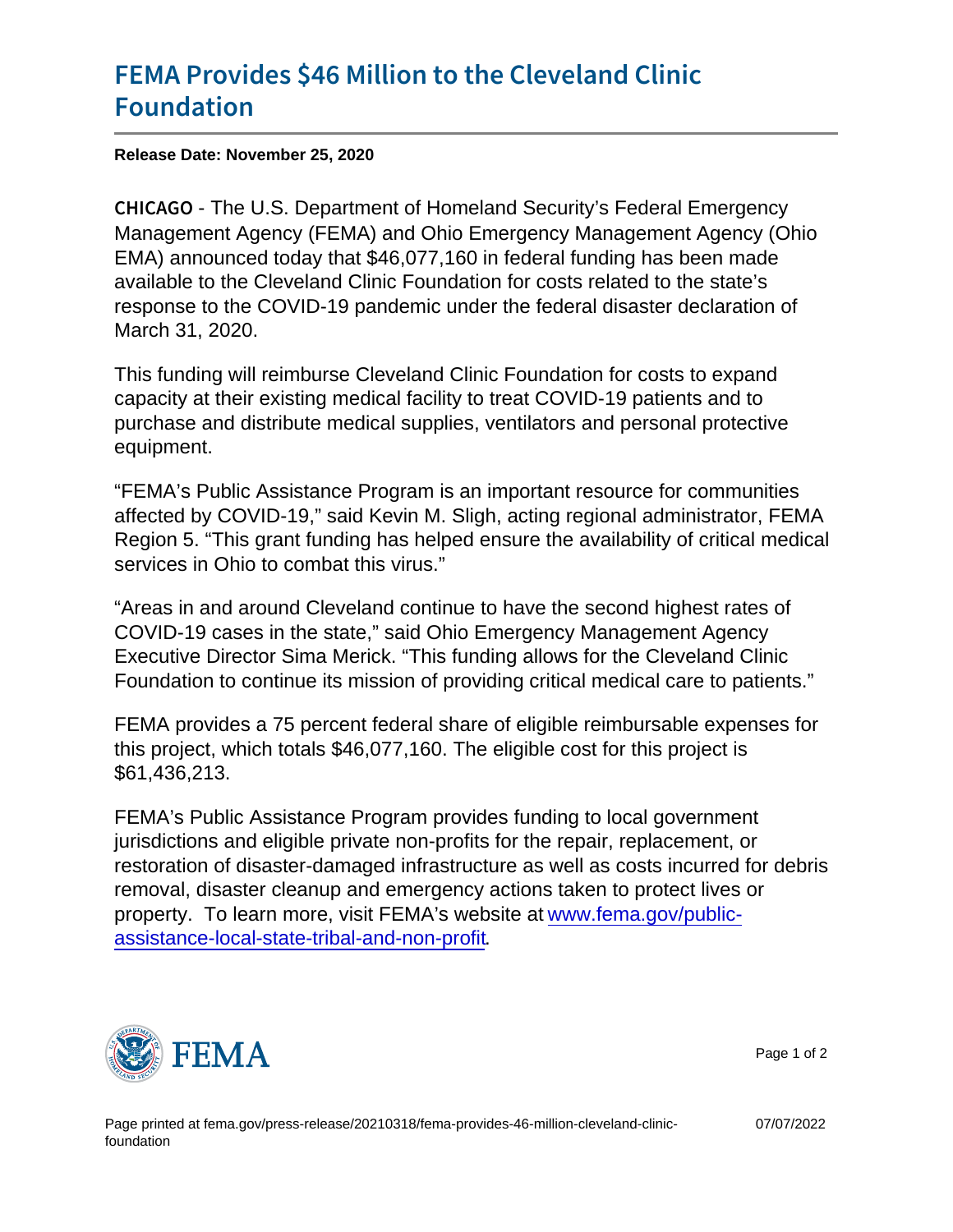# FEMA Provides $46 Million to the Cleveland Clinic Foundation

**Release Date: November 25, 2020**

CHICAGO - The U.S. Department of Homeland Security's Federal Emergency Management Agency (FEMA) and Ohio Emergency Management Agency (Ohio EMA) announced today that $46,077,160 in federal funding has been made available to the Cleveland Clinic Foundation for costs related to the state's response to the COVID-19 pandemic under the federal disaster declaration of March 31, 2020.

This funding will reimburse Cleveland Clinic Foundation for costs to expand capacity at their existing medical facility to treat COVID-19 patients and to purchase and distribute medical supplies, ventilators and personal protective equipment.

"FEMA's Public Assistance Program is an important resource for communities affected by COVID-19," said Kevin M. Sligh, acting regional administrator, FEMA Region 5. "This grant funding has helped ensure the availability of critical medical services in Ohio to combat this virus."

"Areas in and around Cleveland continue to have the second highest rates of COVID-19 cases in the state," said Ohio Emergency Management Agency Executive Director Sima Merick. "This funding allows for the Cleveland Clinic Foundation to continue its mission of providing critical medical care to patients."

FEMA provides a 75 percent federal share of eligible reimbursable expenses for this project, which totals $46,077,160. The eligible cost for this project is $61,436,213.

FEMA's Public Assistance Program provides funding to local government jurisdictions and eligible private non-profits for the repair, replacement, or restoration of disaster-damaged infrastructure as well as costs incurred for debris removal, disaster cleanup and emergency actions taken to protect lives or property. To learn more, visit FEMA's website at [www.fema.gov/public-assistance-local-state-tribal-and-non-profit](http://www.fema.gov/public-assistance-local-state-tribal-and-non-profit).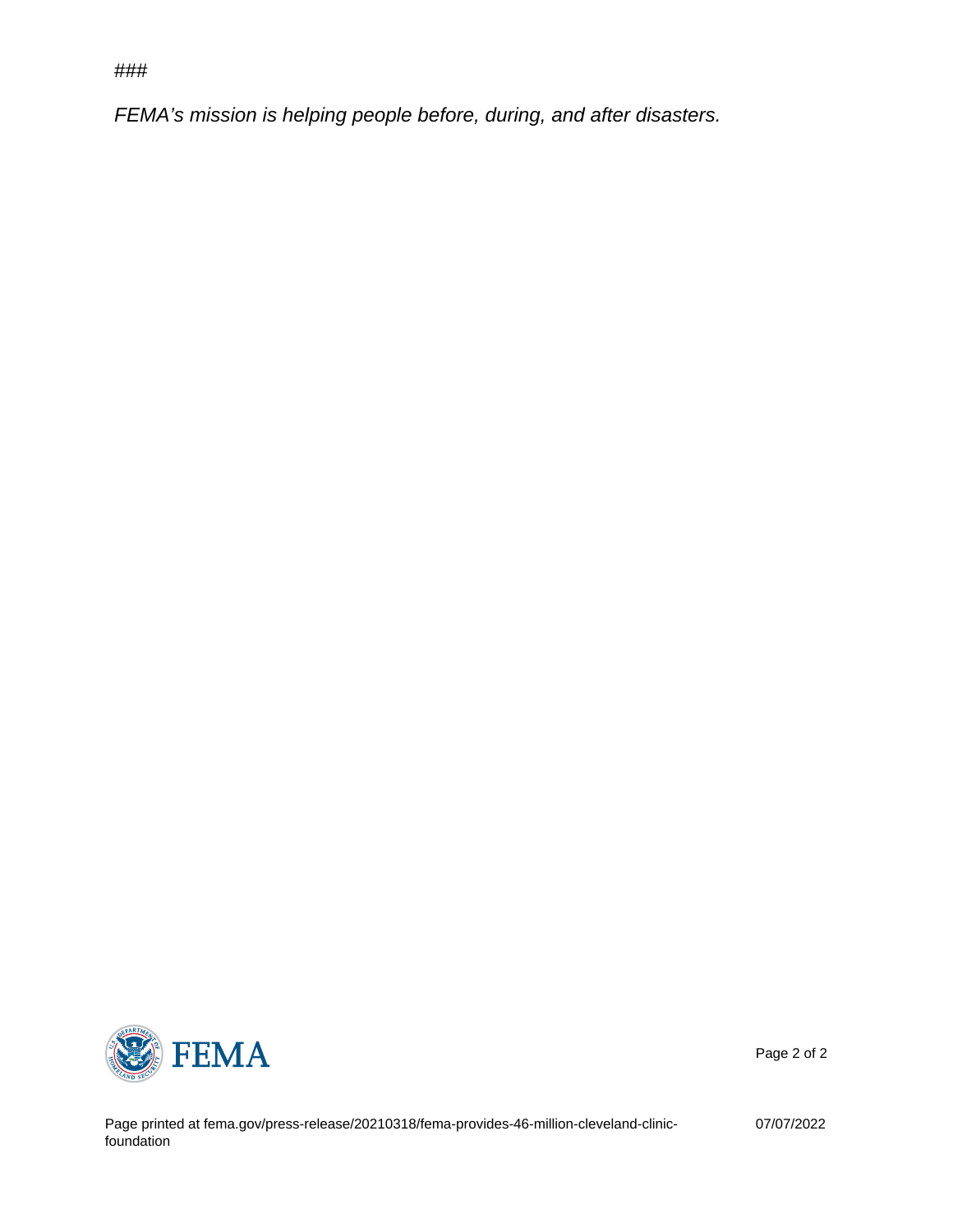###

*FEMA's mission is helping people before, during, and after disasters.*